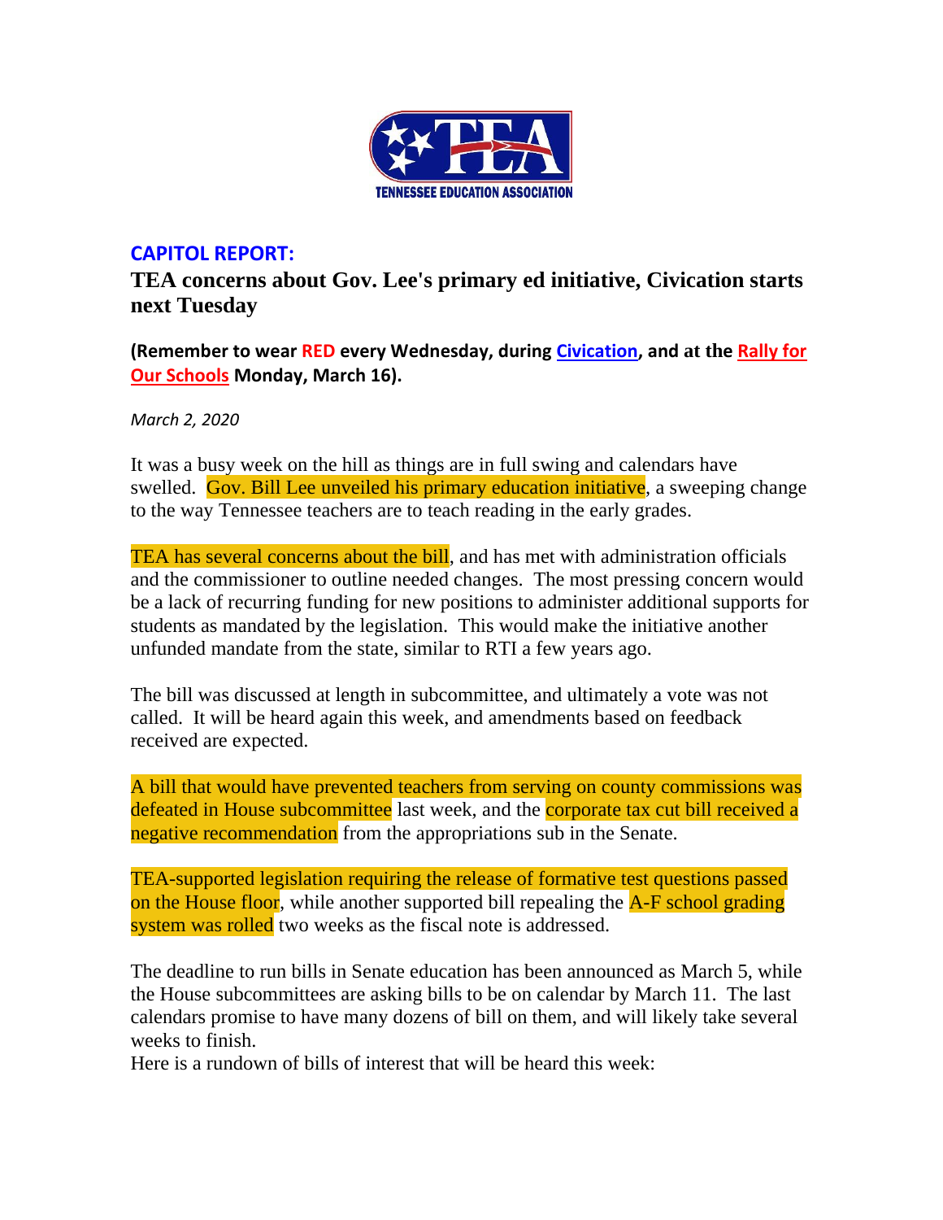## CAPITOL REPORT:

## TEA concerns about Gov. Lee's primary ed initiative, Civication starts next Tuesday

**(Remember to wear RED every Wednesday, during Civication, and at the Rally for Our Schools Monday, March 16).**

*March 2, 2020*

It was a busy week on the hill as things are in full swing and calendars have swelled. Gov. Bill Lee unveiled his primary education initiative, a sweeping change to the way Tennessee teachers are to teach reading in the early grades.

TEA has several concerns about the bill, and has met with administration officials and the commissioner to outline needed changes. The most pressing concern would be a lack of recurring funding for new positions to administer additional supports for students as mandated by the legislation. This would make the initiative another unfunded mandate from the state, similar to RTI a few years ago.

The bill was discussed at length in subcommittee, and ultimately a vote was not called. It will be heard again this week, and amendments based on feedback received are expected.

A bill that would have prevented teachers from serving on county commissions was defeated in House subcommittee last week, and the corporate tax cut bill received a negative recommendation from the appropriations sub in the Senate.

TEA-supported legislation requiring the release of formative test questions passed on the House floor, while another supported bill repealing the A-F school grading system was rolled two weeks as the fiscal note is addressed.

The deadline to run bills in Senate education has been announced as March 5, while the House subcommittees are asking bills to be on calendar by March 11. The last calendars promise to have many dozens of bill on them, and will likely take several weeks to finish.
Here is a rundown of bills of interest that will be heard this week: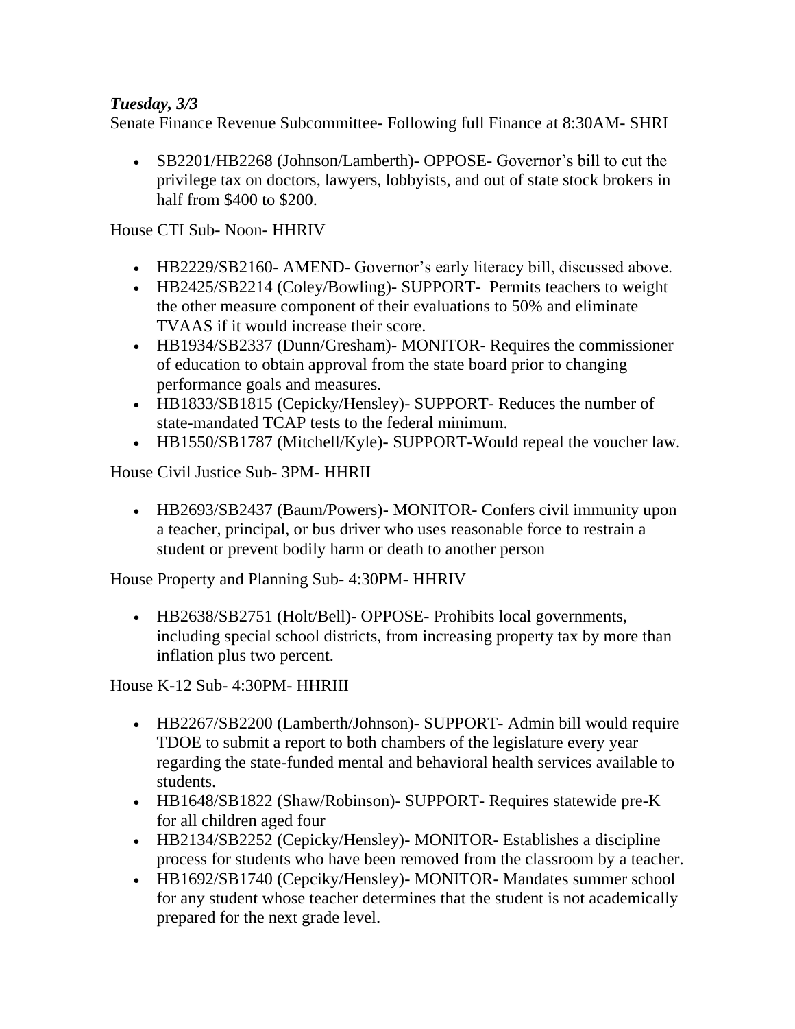***Tuesday, 3/3***

Senate Finance Revenue Subcommittee- Following full Finance at 8:30AM- SHRI

- SB2201/HB2268 (Johnson/Lamberth)- OPPOSE- Governor's bill to cut the privilege tax on doctors, lawyers, lobbyists, and out of state stock brokers in half from $400 to $200.

House CTI Sub- Noon- HHRIV

- HB2229/SB2160- AMEND- Governor's early literacy bill, discussed above.
- HB2425/SB2214 (Coley/Bowling)- SUPPORT- Permits teachers to weight the other measure component of their evaluations to 50% and eliminate TVAAS if it would increase their score.
- HB1934/SB2337 (Dunn/Gresham)- MONITOR- Requires the commissioner of education to obtain approval from the state board prior to changing performance goals and measures.
- HB1833/SB1815 (Cepicky/Hensley)- SUPPORT- Reduces the number of state-mandated TCAP tests to the federal minimum.
- HB1550/SB1787 (Mitchell/Kyle)- SUPPORT-Would repeal the voucher law.

House Civil Justice Sub- 3PM- HHRII

- HB2693/SB2437 (Baum/Powers)- MONITOR- Confers civil immunity upon a teacher, principal, or bus driver who uses reasonable force to restrain a student or prevent bodily harm or death to another person

House Property and Planning Sub- 4:30PM- HHRIV

- HB2638/SB2751 (Holt/Bell)- OPPOSE- Prohibits local governments, including special school districts, from increasing property tax by more than inflation plus two percent.

House K-12 Sub- 4:30PM- HHRIII

- HB2267/SB2200 (Lamberth/Johnson)- SUPPORT- Admin bill would require TDOE to submit a report to both chambers of the legislature every year regarding the state-funded mental and behavioral health services available to students.
- HB1648/SB1822 (Shaw/Robinson)- SUPPORT- Requires statewide pre-K for all children aged four
- HB2134/SB2252 (Cepicky/Hensley)- MONITOR- Establishes a discipline process for students who have been removed from the classroom by a teacher.
- HB1692/SB1740 (Cepciky/Hensley)- MONITOR- Mandates summer school for any student whose teacher determines that the student is not academically prepared for the next grade level.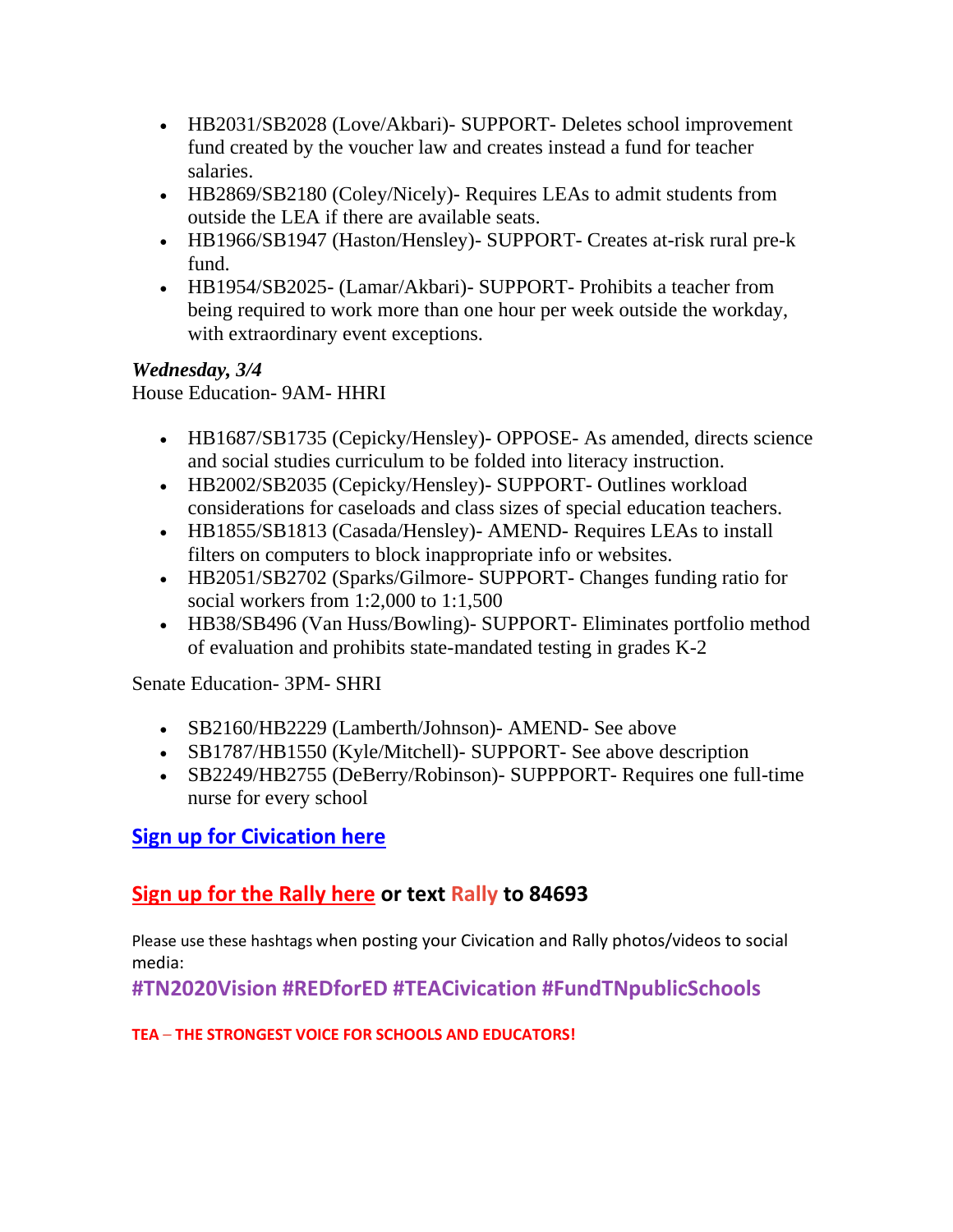- HB2031/SB2028 (Love/Akbari)- SUPPORT- Deletes school improvement fund created by the voucher law and creates instead a fund for teacher salaries.
- HB2869/SB2180 (Coley/Nicely)- Requires LEAs to admit students from outside the LEA if there are available seats.
- HB1966/SB1947 (Haston/Hensley)- SUPPORT- Creates at-risk rural pre-k fund.
- HB1954/SB2025- (Lamar/Akbari)- SUPPORT- Prohibits a teacher from being required to work more than one hour per week outside the workday, with extraordinary event exceptions.

***Wednesday, 3/4***

House Education- 9AM- HHRI

- HB1687/SB1735 (Cepicky/Hensley)- OPPOSE- As amended, directs science and social studies curriculum to be folded into literacy instruction.
- HB2002/SB2035 (Cepicky/Hensley)- SUPPORT- Outlines workload considerations for caseloads and class sizes of special education teachers.
- HB1855/SB1813 (Casada/Hensley)- AMEND- Requires LEAs to install filters on computers to block inappropriate info or websites.
- HB2051/SB2702 (Sparks/Gilmore- SUPPORT- Changes funding ratio for social workers from 1:2,000 to 1:1,500
- HB38/SB496 (Van Huss/Bowling)- SUPPORT- Eliminates portfolio method of evaluation and prohibits state-mandated testing in grades K-2

Senate Education- 3PM- SHRI

- SB2160/HB2229 (Lamberth/Johnson)- AMEND- See above
- SB1787/HB1550 (Kyle/Mitchell)- SUPPORT- See above description
- SB2249/HB2755 (DeBerry/Robinson)- SUPPPORT- Requires one full-time nurse for every school

## Sign up for Civication here

## Sign up for the Rally here or text Rally to 84693

Please use these hashtags when posting your Civication and Rally photos/videos to social media:

**#TN2020Vision #REDforED #TEACivication #FundTNpublicSchools**

**TEA – THE STRONGEST VOICE FOR SCHOOLS AND EDUCATORS!**